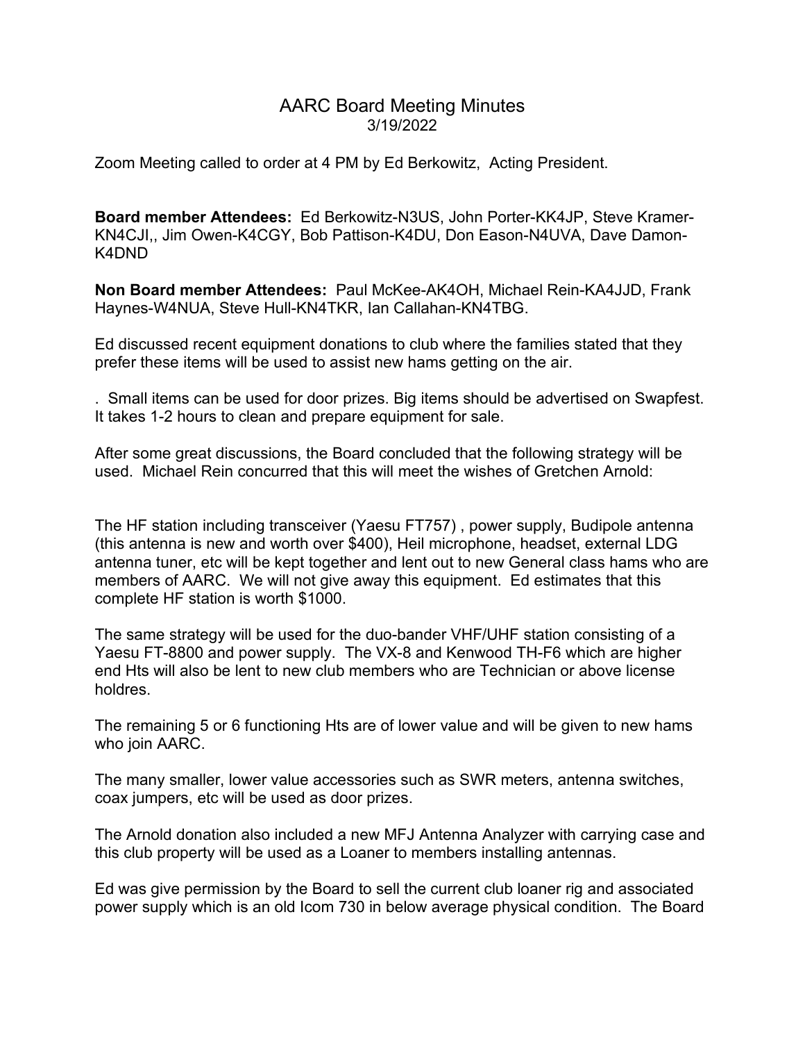# AARC Board Meeting Minutes

3/19/2022

Zoom Meeting called to order at 4 PM by Ed Berkowitz, Acting President.

**Board member Attendees:** Ed Berkowitz-N3US, John Porter-KK4JP, Steve Kramer-KN4CJI,, Jim Owen-K4CGY, Bob Pattison-K4DU, Don Eason-N4UVA, Dave Damon-K4DND

**Non Board member Attendees:** Paul McKee-AK4OH, Michael Rein-KA4JJD, Frank Haynes-W4NUA, Steve Hull-KN4TKR, Ian Callahan-KN4TBG.

Ed discussed recent equipment donations to club where the families stated that they prefer these items will be used to assist new hams getting on the air.

. Small items can be used for door prizes. Big items should be advertised on Swapfest. It takes 1-2 hours to clean and prepare equipment for sale.

After some great discussions, the Board concluded that the following strategy will be used. Michael Rein concurred that this will meet the wishes of Gretchen Arnold:

The HF station including transceiver (Yaesu FT757) , power supply, Budipole antenna (this antenna is new and worth over $400), Heil microphone, headset, external LDG antenna tuner, etc will be kept together and lent out to new General class hams who are members of AARC. We will not give away this equipment. Ed estimates that this complete HF station is worth $1000.

The same strategy will be used for the duo-bander VHF/UHF station consisting of a Yaesu FT-8800 and power supply. The VX-8 and Kenwood TH-F6 which are higher end Hts will also be lent to new club members who are Technician or above license holdres.

The remaining 5 or 6 functioning Hts are of lower value and will be given to new hams who join AARC.

The many smaller, lower value accessories such as SWR meters, antenna switches, coax jumpers, etc will be used as door prizes.

The Arnold donation also included a new MFJ Antenna Analyzer with carrying case and this club property will be used as a Loaner to members installing antennas.

Ed was give permission by the Board to sell the current club loaner rig and associated power supply which is an old Icom 730 in below average physical condition. The Board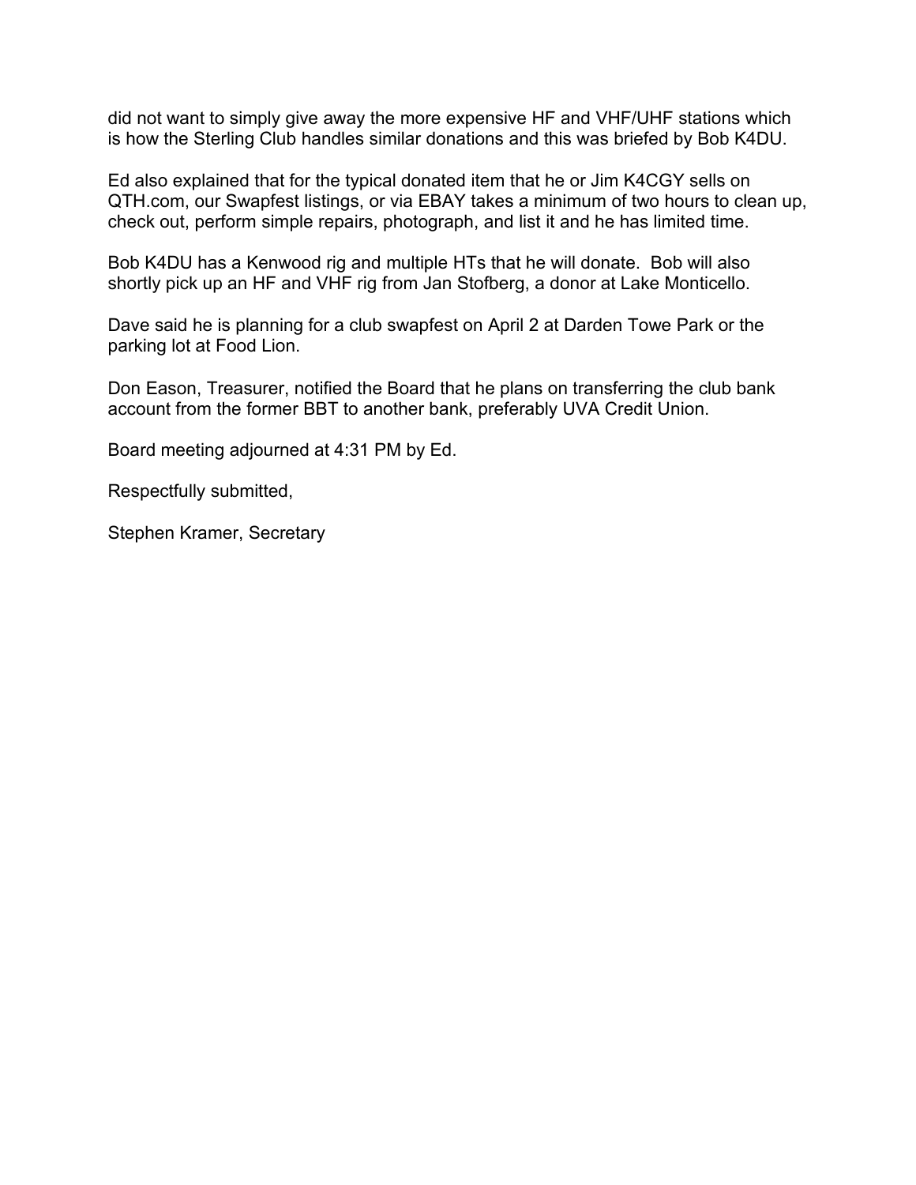did not want to simply give away the more expensive HF and VHF/UHF stations which is how the Sterling Club handles similar donations and this was briefed by Bob K4DU.

Ed also explained that for the typical donated item that he or Jim K4CGY sells on QTH.com, our Swapfest listings, or via EBAY takes a minimum of two hours to clean up, check out, perform simple repairs, photograph, and list it and he has limited time.

Bob K4DU has a Kenwood rig and multiple HTs that he will donate. Bob will also shortly pick up an HF and VHF rig from Jan Stofberg, a donor at Lake Monticello.

Dave said he is planning for a club swapfest on April 2 at Darden Towe Park or the parking lot at Food Lion.

Don Eason, Treasurer, notified the Board that he plans on transferring the club bank account from the former BBT to another bank, preferably UVA Credit Union.

Board meeting adjourned at 4:31 PM by Ed.

Respectfully submitted,

Stephen Kramer, Secretary